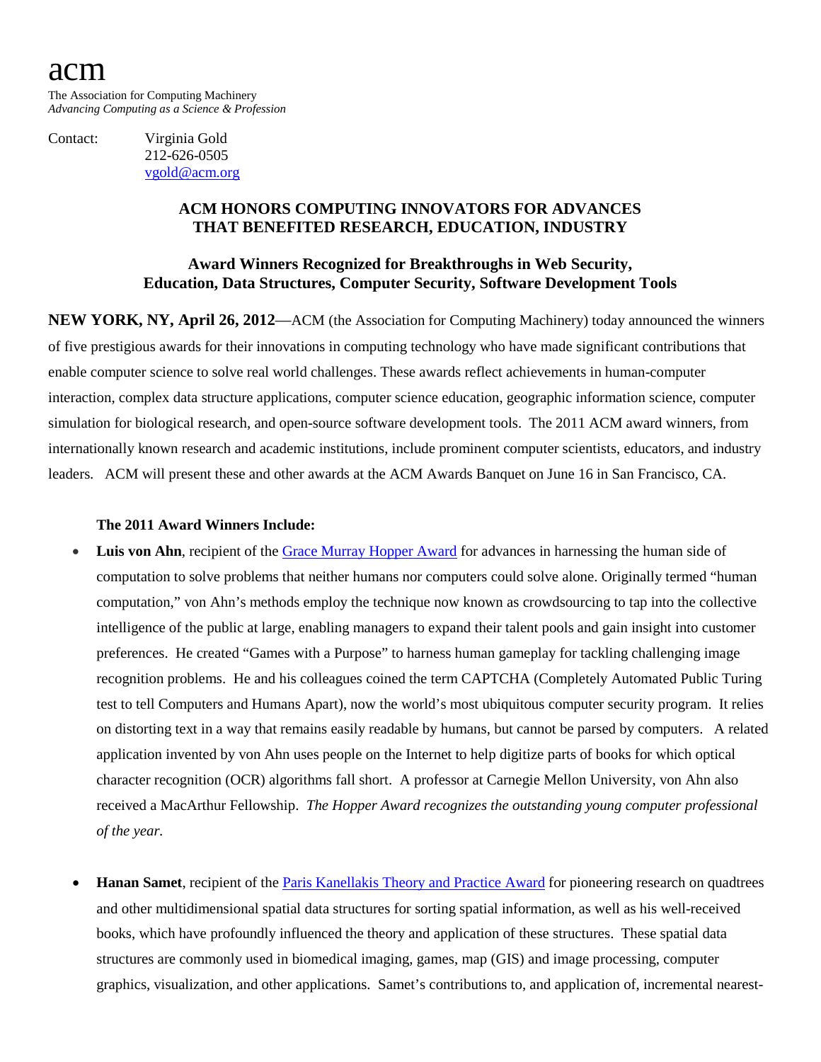acm

The Association for Computing Machinery
*Advancing Computing as a Science & Profession*

Contact: Virginia Gold
212-626-0505
vgold@acm.org

## ACM HONORS COMPUTING INNOVATORS FOR ADVANCES THAT BENEFITED RESEARCH, EDUCATION, INDUSTRY

### Award Winners Recognized for Breakthroughs in Web Security, Education, Data Structures, Computer Security, Software Development Tools

**NEW YORK, NY, April 26, 2012**—ACM (the Association for Computing Machinery) today announced the winners of five prestigious awards for their innovations in computing technology who have made significant contributions that enable computer science to solve real world challenges. These awards reflect achievements in human-computer interaction, complex data structure applications, computer science education, geographic information science, computer simulation for biological research, and open-source software development tools. The 2011 ACM award winners, from internationally known research and academic institutions, include prominent computer scientists, educators, and industry leaders. ACM will present these and other awards at the ACM Awards Banquet on June 16 in San Francisco, CA.

**The 2011 Award Winners Include:**

- **Luis von Ahn**, recipient of the Grace Murray Hopper Award for advances in harnessing the human side of computation to solve problems that neither humans nor computers could solve alone. Originally termed "human computation," von Ahn's methods employ the technique now known as crowdsourcing to tap into the collective intelligence of the public at large, enabling managers to expand their talent pools and gain insight into customer preferences. He created "Games with a Purpose" to harness human gameplay for tackling challenging image recognition problems. He and his colleagues coined the term CAPTCHA (Completely Automated Public Turing test to tell Computers and Humans Apart), now the world's most ubiquitous computer security program. It relies on distorting text in a way that remains easily readable by humans, but cannot be parsed by computers. A related application invented by von Ahn uses people on the Internet to help digitize parts of books for which optical character recognition (OCR) algorithms fall short. A professor at Carnegie Mellon University, von Ahn also received a MacArthur Fellowship. *The Hopper Award recognizes the outstanding young computer professional of the year.*

- **Hanan Samet**, recipient of the Paris Kanellakis Theory and Practice Award for pioneering research on quadtrees and other multidimensional spatial data structures for sorting spatial information, as well as his well-received books, which have profoundly influenced the theory and application of these structures. These spatial data structures are commonly used in biomedical imaging, games, map (GIS) and image processing, computer graphics, visualization, and other applications. Samet's contributions to, and application of, incremental nearest-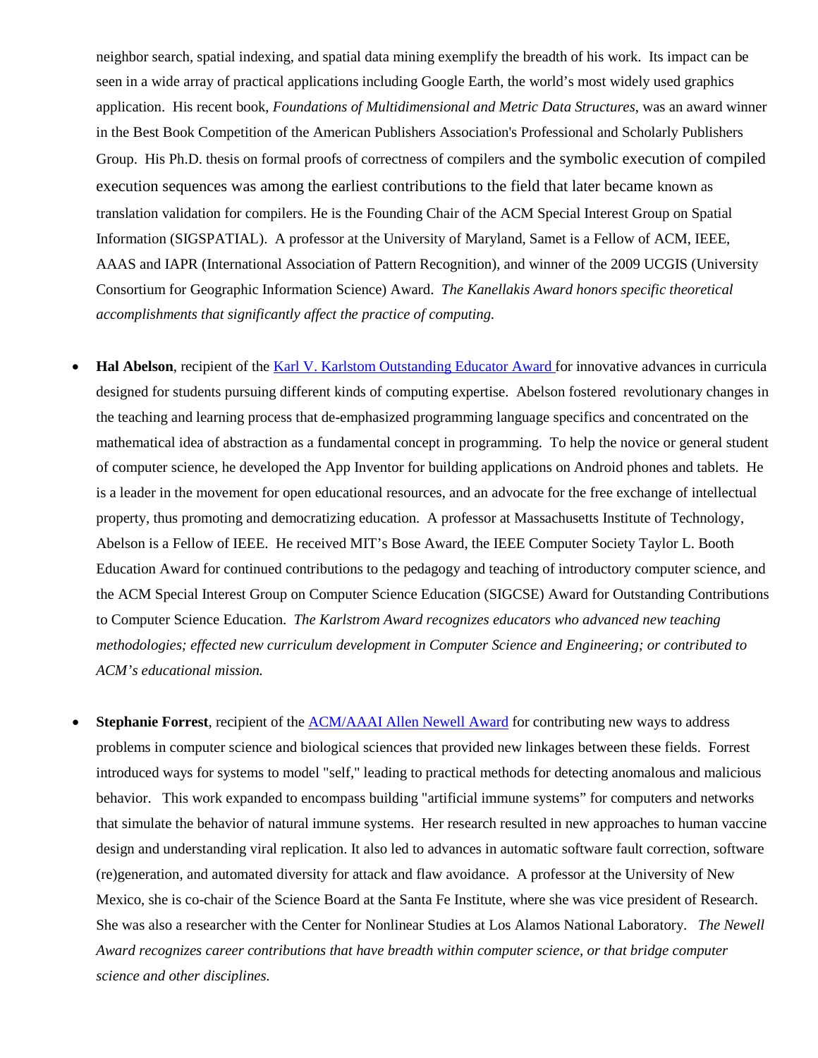neighbor search, spatial indexing, and spatial data mining exemplify the breadth of his work. Its impact can be seen in a wide array of practical applications including Google Earth, the world's most widely used graphics application. His recent book, *Foundations of Multidimensional and Metric Data Structures*, was an award winner in the Best Book Competition of the American Publishers Association's Professional and Scholarly Publishers Group. His Ph.D. thesis on formal proofs of correctness of compilers and the symbolic execution of compiled execution sequences was among the earliest contributions to the field that later became known as translation validation for compilers. He is the Founding Chair of the ACM Special Interest Group on Spatial Information (SIGSPATIAL). A professor at the University of Maryland, Samet is a Fellow of ACM, IEEE, AAAS and IAPR (International Association of Pattern Recognition), and winner of the 2009 UCGIS (University Consortium for Geographic Information Science) Award. *The Kanellakis Award honors specific theoretical accomplishments that significantly affect the practice of computing.*

- **Hal Abelson**, recipient of the Karl V. Karlstom Outstanding Educator Award for innovative advances in curricula designed for students pursuing different kinds of computing expertise. Abelson fostered revolutionary changes in the teaching and learning process that de-emphasized programming language specifics and concentrated on the mathematical idea of abstraction as a fundamental concept in programming. To help the novice or general student of computer science, he developed the App Inventor for building applications on Android phones and tablets. He is a leader in the movement for open educational resources, and an advocate for the free exchange of intellectual property, thus promoting and democratizing education. A professor at Massachusetts Institute of Technology, Abelson is a Fellow of IEEE. He received MIT's Bose Award, the IEEE Computer Society Taylor L. Booth Education Award for continued contributions to the pedagogy and teaching of introductory computer science, and the ACM Special Interest Group on Computer Science Education (SIGCSE) Award for Outstanding Contributions to Computer Science Education. *The Karlstrom Award recognizes educators who advanced new teaching methodologies; effected new curriculum development in Computer Science and Engineering; or contributed to ACM's educational mission.*

- **Stephanie Forrest**, recipient of the ACM/AAAI Allen Newell Award for contributing new ways to address problems in computer science and biological sciences that provided new linkages between these fields. Forrest introduced ways for systems to model "self," leading to practical methods for detecting anomalous and malicious behavior. This work expanded to encompass building "artificial immune systems" for computers and networks that simulate the behavior of natural immune systems. Her research resulted in new approaches to human vaccine design and understanding viral replication. It also led to advances in automatic software fault correction, software (re)generation, and automated diversity for attack and flaw avoidance. A professor at the University of New Mexico, she is co-chair of the Science Board at the Santa Fe Institute, where she was vice president of Research. She was also a researcher with the Center for Nonlinear Studies at Los Alamos National Laboratory. *The Newell Award recognizes career contributions that have breadth within computer science, or that bridge computer science and other disciplines.*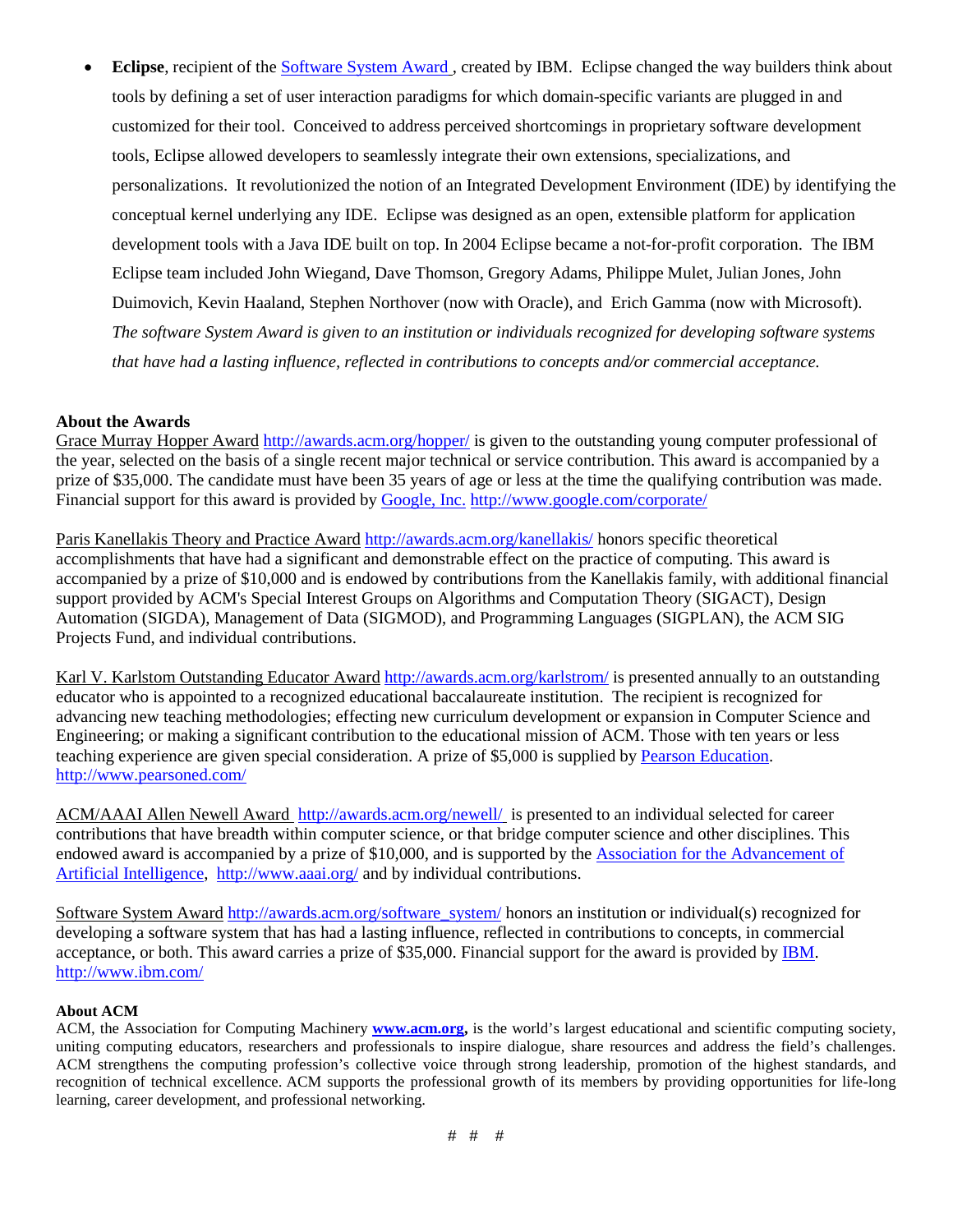- **Eclipse**, recipient of the [Software System Award ](http://awards.acm.org/software_system/), created by IBM. Eclipse changed the way builders think about tools by defining a set of user interaction paradigms for which domain-specific variants are plugged in and customized for their tool. Conceived to address perceived shortcomings in proprietary software development tools, Eclipse allowed developers to seamlessly integrate their own extensions, specializations, and personalizations. It revolutionized the notion of an Integrated Development Environment (IDE) by identifying the conceptual kernel underlying any IDE. Eclipse was designed as an open, extensible platform for application development tools with a Java IDE built on top. In 2004 Eclipse became a not-for-profit corporation. The IBM Eclipse team included John Wiegand, Dave Thomson, Gregory Adams, Philippe Mulet, Julian Jones, John Duimovich, Kevin Haaland, Stephen Northover (now with Oracle), and Erich Gamma (now with Microsoft). *The software System Award is given to an institution or individuals recognized for developing software systems that have had a lasting influence, reflected in contributions to concepts and/or commercial acceptance.*

**About the Awards**

Grace Murray Hopper Award http://awards.acm.org/hopper/ is given to the outstanding young computer professional of the year, selected on the basis of a single recent major technical or service contribution. This award is accompanied by a prize of $35,000. The candidate must have been 35 years of age or less at the time the qualifying contribution was made. Financial support for this award is provided by Google, Inc. http://www.google.com/corporate/

Paris Kanellakis Theory and Practice Award http://awards.acm.org/kanellakis/ honors specific theoretical accomplishments that have had a significant and demonstrable effect on the practice of computing. This award is accompanied by a prize of $10,000 and is endowed by contributions from the Kanellakis family, with additional financial support provided by ACM's Special Interest Groups on Algorithms and Computation Theory (SIGACT), Design Automation (SIGDA), Management of Data (SIGMOD), and Programming Languages (SIGPLAN), the ACM SIG Projects Fund, and individual contributions.

Karl V. Karlstom Outstanding Educator Award http://awards.acm.org/karlstrom/ is presented annually to an outstanding educator who is appointed to a recognized educational baccalaureate institution. The recipient is recognized for advancing new teaching methodologies; effecting new curriculum development or expansion in Computer Science and Engineering; or making a significant contribution to the educational mission of ACM. Those with ten years or less teaching experience are given special consideration. A prize of $5,000 is supplied by Pearson Education. http://www.pearsoned.com/

ACM/AAAI Allen Newell Award http://awards.acm.org/newell/ is presented to an individual selected for career contributions that have breadth within computer science, or that bridge computer science and other disciplines. This endowed award is accompanied by a prize of $10,000, and is supported by the Association for the Advancement of Artificial Intelligence, http://www.aaai.org/ and by individual contributions.

Software System Award http://awards.acm.org/software_system/ honors an institution or individual(s) recognized for developing a software system that has had a lasting influence, reflected in contributions to concepts, in commercial acceptance, or both. This award carries a prize of $35,000. Financial support for the award is provided by IBM. http://www.ibm.com/

**About ACM**

ACM, the Association for Computing Machinery **www.acm.org**, is the world's largest educational and scientific computing society, uniting computing educators, researchers and professionals to inspire dialogue, share resources and address the field's challenges. ACM strengthens the computing profession's collective voice through strong leadership, promotion of the highest standards, and recognition of technical excellence. ACM supports the professional growth of its members by providing opportunities for life-long learning, career development, and professional networking.

# # #